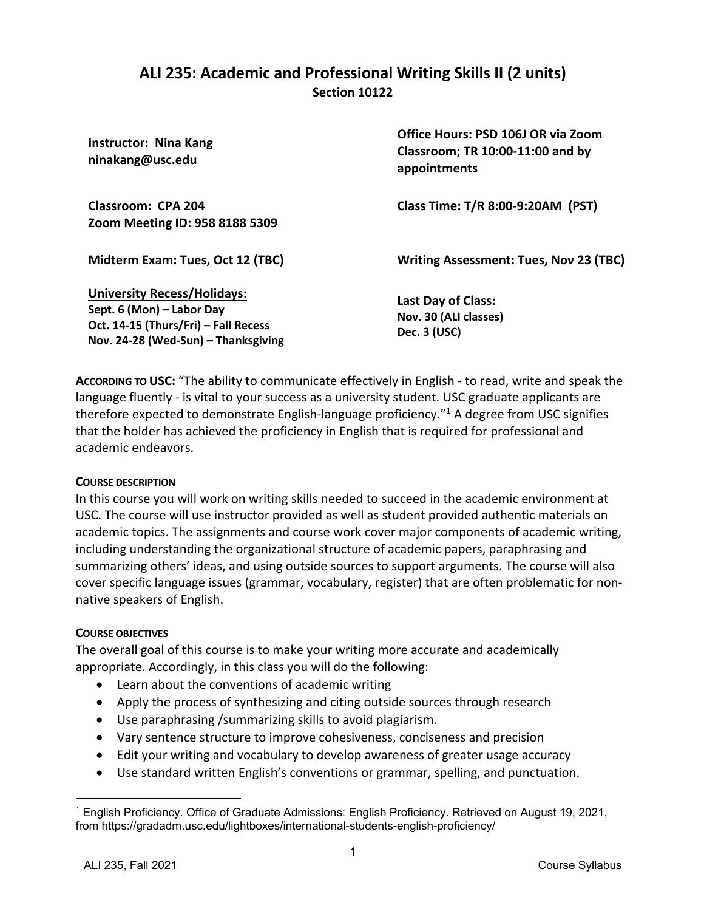# ALI 235: Academic and Professional Writing Skills II (2 units)

**Section 10122**

**Instructor: Nina Kang**
**ninakang@usc.edu**

**Office Hours: PSD 106J OR via Zoom Classroom; TR 10:00-11:00 and by appointments**

**Classroom: CPA 204**
**Zoom Meeting ID: 958 8188 5309**

**Class Time: T/R 8:00-9:20AM (PST)**

**Midterm Exam: Tues, Oct 12 (TBC)**

**Writing Assessment: Tues, Nov 23 (TBC)**

**University Recess/Holidays:**
**Sept. 6 (Mon) – Labor Day**
**Oct. 14-15 (Thurs/Fri) – Fall Recess**
**Nov. 24-28 (Wed-Sun) – Thanksgiving**

**Last Day of Class:**
**Nov. 30 (ALI classes)**
**Dec. 3 (USC)**

**ACCORDING TO USC:** "The ability to communicate effectively in English - to read, write and speak the language fluently - is vital to your success as a university student. USC graduate applicants are therefore expected to demonstrate English-language proficiency."[1] A degree from USC signifies that the holder has achieved the proficiency in English that is required for professional and academic endeavors.

## COURSE DESCRIPTION

In this course you will work on writing skills needed to succeed in the academic environment at USC. The course will use instructor provided as well as student provided authentic materials on academic topics. The assignments and course work cover major components of academic writing, including understanding the organizational structure of academic papers, paraphrasing and summarizing others' ideas, and using outside sources to support arguments. The course will also cover specific language issues (grammar, vocabulary, register) that are often problematic for non-native speakers of English.

## COURSE OBJECTIVES

The overall goal of this course is to make your writing more accurate and academically appropriate. Accordingly, in this class you will do the following:

- Learn about the conventions of academic writing
- Apply the process of synthesizing and citing outside sources through research
- Use paraphrasing /summarizing skills to avoid plagiarism.
- Vary sentence structure to improve cohesiveness, conciseness and precision
- Edit your writing and vocabulary to develop awareness of greater usage accuracy
- Use standard written English's conventions or grammar, spelling, and punctuation.

---

[1] English Proficiency. Office of Graduate Admissions: English Proficiency. Retrieved on August 19, 2021, from https://gradadm.usc.edu/lightboxes/international-students-english-proficiency/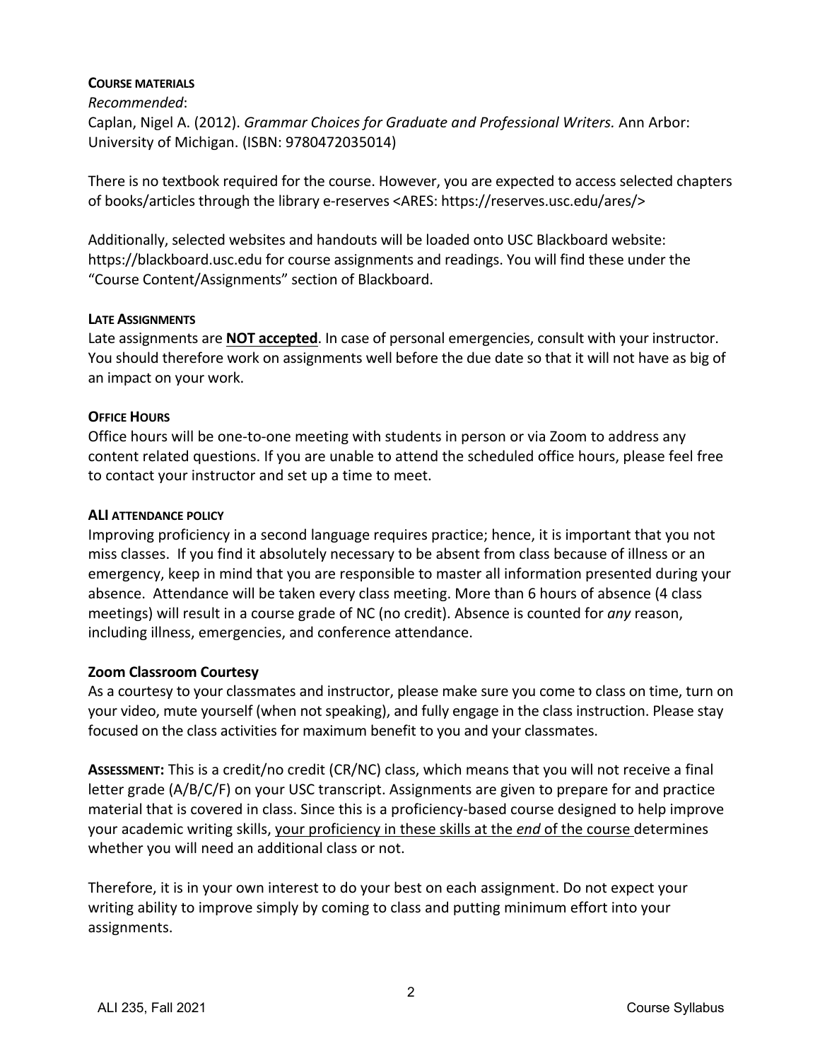### COURSE MATERIALS

*Recommended*:
Caplan, Nigel A. (2012). *Grammar Choices for Graduate and Professional Writers.* Ann Arbor: University of Michigan. (ISBN: 9780472035014)

There is no textbook required for the course. However, you are expected to access selected chapters of books/articles through the library e-reserves <ARES: https://reserves.usc.edu/ares/>

Additionally, selected websites and handouts will be loaded onto USC Blackboard website: https://blackboard.usc.edu for course assignments and readings. You will find these under the "Course Content/Assignments" section of Blackboard.

### LATE ASSIGNMENTS

Late assignments are **NOT accepted**. In case of personal emergencies, consult with your instructor. You should therefore work on assignments well before the due date so that it will not have as big of an impact on your work.

### OFFICE HOURS

Office hours will be one-to-one meeting with students in person or via Zoom to address any content related questions. If you are unable to attend the scheduled office hours, please feel free to contact your instructor and set up a time to meet.

### ALI ATTENDANCE POLICY

Improving proficiency in a second language requires practice; hence, it is important that you not miss classes. If you find it absolutely necessary to be absent from class because of illness or an emergency, keep in mind that you are responsible to master all information presented during your absence. Attendance will be taken every class meeting. More than 6 hours of absence (4 class meetings) will result in a course grade of NC (no credit). Absence is counted for *any* reason, including illness, emergencies, and conference attendance.

### Zoom Classroom Courtesy

As a courtesy to your classmates and instructor, please make sure you come to class on time, turn on your video, mute yourself (when not speaking), and fully engage in the class instruction. Please stay focused on the class activities for maximum benefit to you and your classmates.

**ASSESSMENT:** This is a credit/no credit (CR/NC) class, which means that you will not receive a final letter grade (A/B/C/F) on your USC transcript. Assignments are given to prepare for and practice material that is covered in class. Since this is a proficiency-based course designed to help improve your academic writing skills, your proficiency in these skills at the *end* of the course determines whether you will need an additional class or not.

Therefore, it is in your own interest to do your best on each assignment. Do not expect your writing ability to improve simply by coming to class and putting minimum effort into your assignments.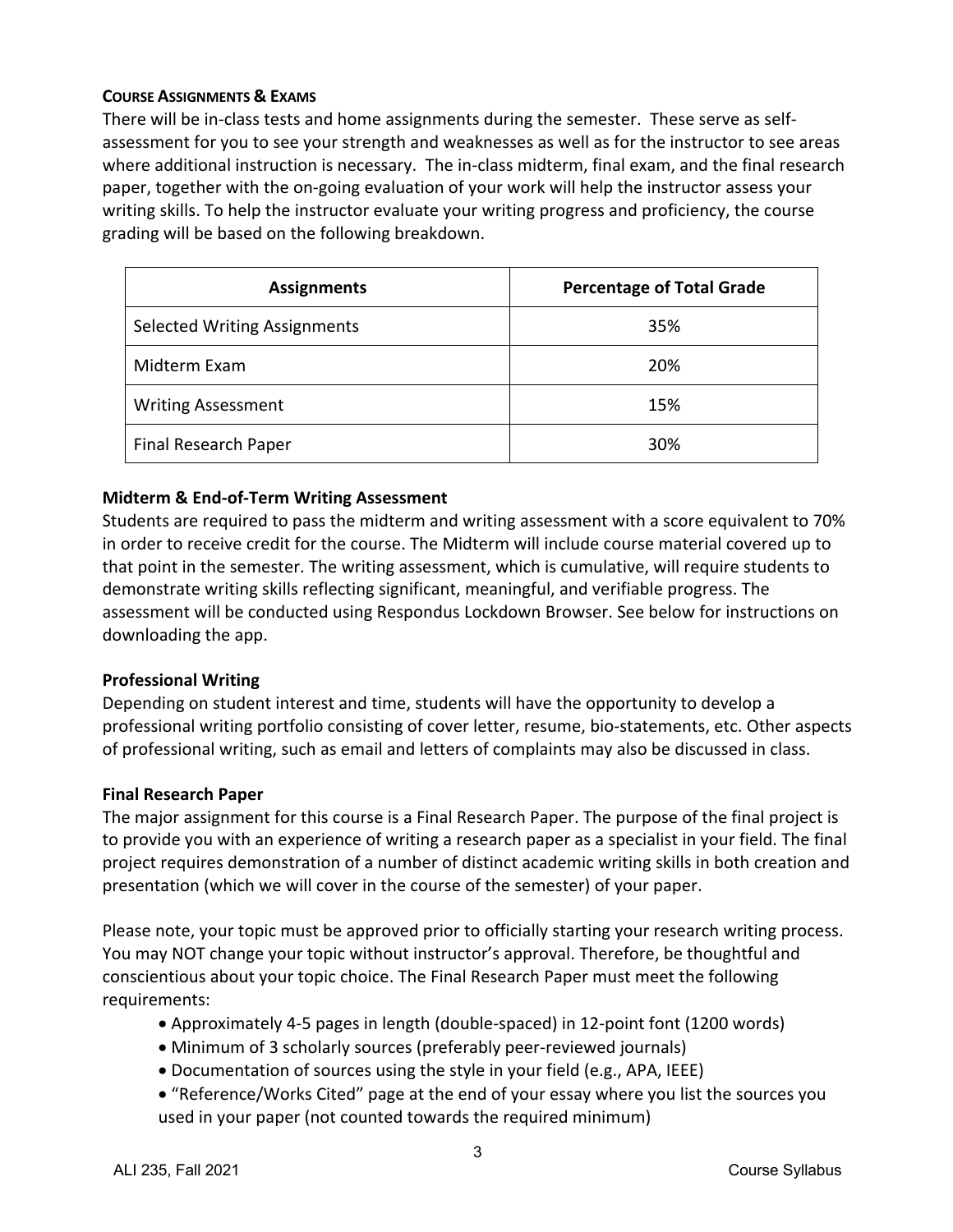**COURSE ASSIGNMENTS & EXAMS**

There will be in-class tests and home assignments during the semester. These serve as self-assessment for you to see your strength and weaknesses as well as for the instructor to see areas where additional instruction is necessary. The in-class midterm, final exam, and the final research paper, together with the on-going evaluation of your work will help the instructor assess your writing skills. To help the instructor evaluate your writing progress and proficiency, the course grading will be based on the following breakdown.

| Assignments | Percentage of Total Grade |
|---|---|
| Selected Writing Assignments | 35% |
| Midterm Exam | 20% |
| Writing Assessment | 15% |
| Final Research Paper | 30% |

**Midterm & End-of-Term Writing Assessment**

Students are required to pass the midterm and writing assessment with a score equivalent to 70% in order to receive credit for the course. The Midterm will include course material covered up to that point in the semester. The writing assessment, which is cumulative, will require students to demonstrate writing skills reflecting significant, meaningful, and verifiable progress. The assessment will be conducted using Respondus Lockdown Browser. See below for instructions on downloading the app.

**Professional Writing**

Depending on student interest and time, students will have the opportunity to develop a professional writing portfolio consisting of cover letter, resume, bio-statements, etc. Other aspects of professional writing, such as email and letters of complaints may also be discussed in class.

**Final Research Paper**

The major assignment for this course is a Final Research Paper. The purpose of the final project is to provide you with an experience of writing a research paper as a specialist in your field. The final project requires demonstration of a number of distinct academic writing skills in both creation and presentation (which we will cover in the course of the semester) of your paper.

Please note, your topic must be approved prior to officially starting your research writing process. You may NOT change your topic without instructor's approval. Therefore, be thoughtful and conscientious about your topic choice. The Final Research Paper must meet the following requirements:

- Approximately 4-5 pages in length (double-spaced) in 12-point font (1200 words)
- Minimum of 3 scholarly sources (preferably peer-reviewed journals)
- Documentation of sources using the style in your field (e.g., APA, IEEE)
- "Reference/Works Cited" page at the end of your essay where you list the sources you used in your paper (not counted towards the required minimum)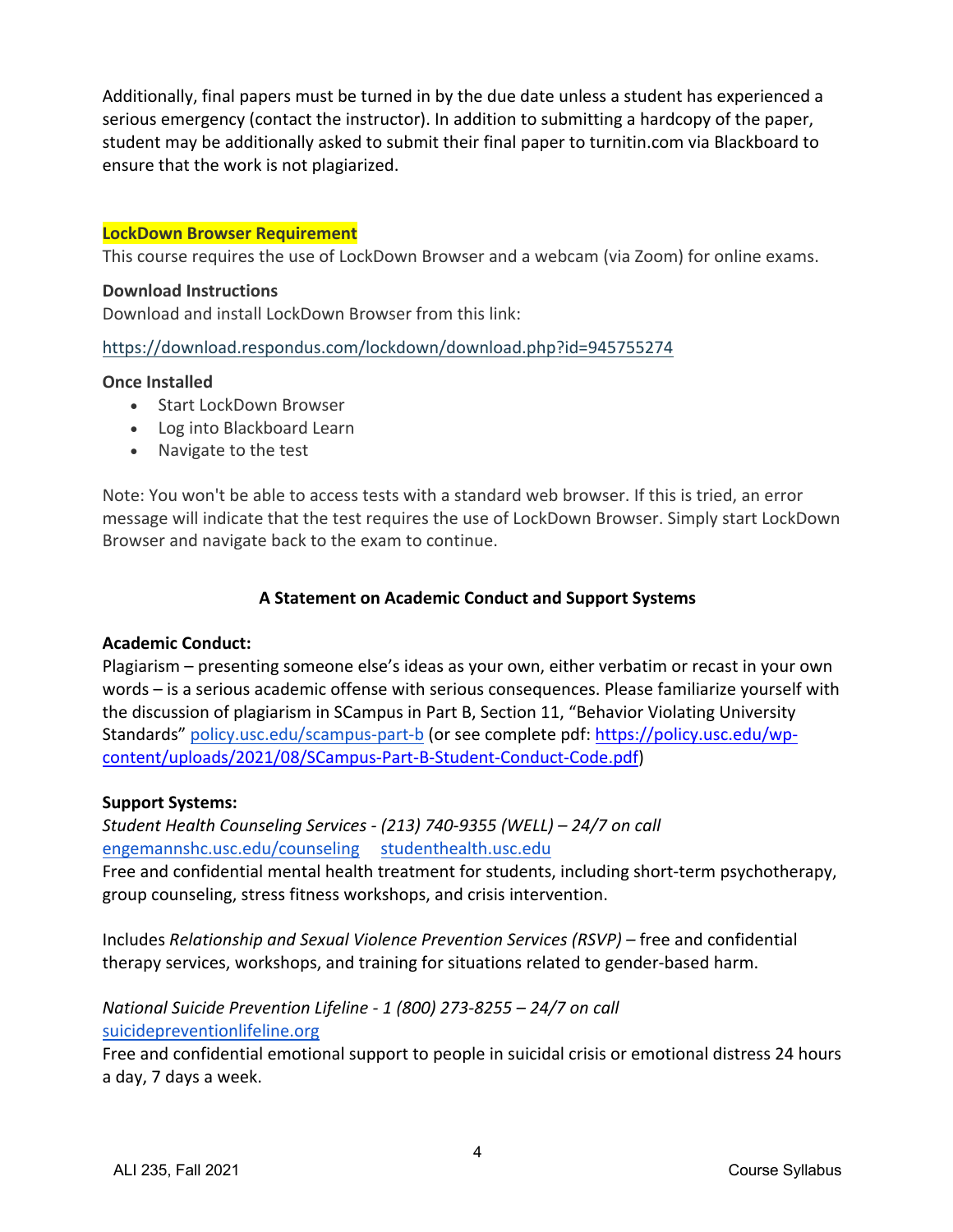Additionally, final papers must be turned in by the due date unless a student has experienced a serious emergency (contact the instructor). In addition to submitting a hardcopy of the paper, student may be additionally asked to submit their final paper to turnitin.com via Blackboard to ensure that the work is not plagiarized.

**LockDown Browser Requirement**

This course requires the use of LockDown Browser and a webcam (via Zoom) for online exams.

**Download Instructions**

Download and install LockDown Browser from this link:

https://download.respondus.com/lockdown/download.php?id=945755274

**Once Installed**

- Start LockDown Browser
- Log into Blackboard Learn
- Navigate to the test

Note: You won't be able to access tests with a standard web browser. If this is tried, an error message will indicate that the test requires the use of LockDown Browser. Simply start LockDown Browser and navigate back to the exam to continue.

## A Statement on Academic Conduct and Support Systems

**Academic Conduct:**

Plagiarism – presenting someone else's ideas as your own, either verbatim or recast in your own words – is a serious academic offense with serious consequences. Please familiarize yourself with the discussion of plagiarism in SCampus in Part B, Section 11, "Behavior Violating University Standards" policy.usc.edu/scampus-part-b (or see complete pdf: https://policy.usc.edu/wp-content/uploads/2021/08/SCampus-Part-B-Student-Conduct-Code.pdf)

**Support Systems:**

*Student Health Counseling Services - (213) 740-9355 (WELL) – 24/7 on call*
engemannshc.usc.edu/counseling studenthealth.usc.edu
Free and confidential mental health treatment for students, including short-term psychotherapy, group counseling, stress fitness workshops, and crisis intervention.

Includes *Relationship and Sexual Violence Prevention Services (RSVP)* – free and confidential therapy services, workshops, and training for situations related to gender-based harm.

*National Suicide Prevention Lifeline - 1 (800) 273-8255 – 24/7 on call*
suicidepreventionlifeline.org
Free and confidential emotional support to people in suicidal crisis or emotional distress 24 hours a day, 7 days a week.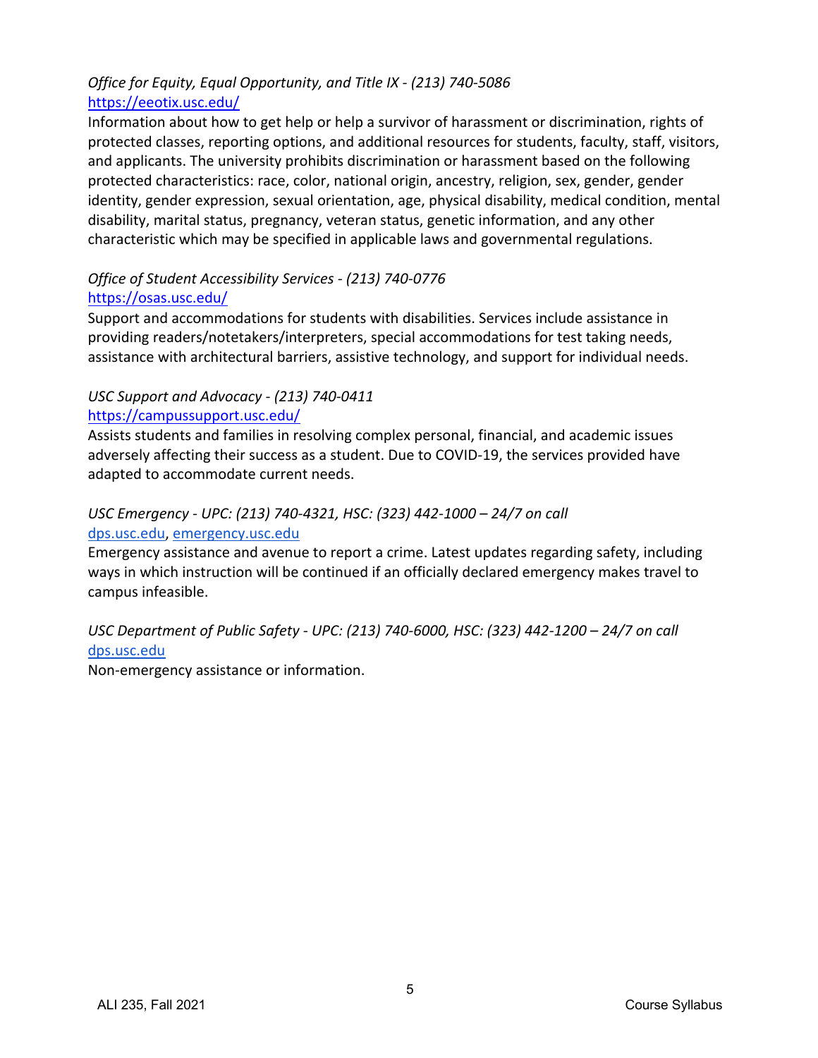*Office for Equity, Equal Opportunity, and Title IX - (213) 740-5086*
[https://eeotix.usc.edu/](https://eeotix.usc.edu/)
Information about how to get help or help a survivor of harassment or discrimination, rights of protected classes, reporting options, and additional resources for students, faculty, staff, visitors, and applicants. The university prohibits discrimination or harassment based on the following protected characteristics: race, color, national origin, ancestry, religion, sex, gender, gender identity, gender expression, sexual orientation, age, physical disability, medical condition, mental disability, marital status, pregnancy, veteran status, genetic information, and any other characteristic which may be specified in applicable laws and governmental regulations.

*Office of Student Accessibility Services - (213) 740-0776*
[https://osas.usc.edu/](https://osas.usc.edu/)
Support and accommodations for students with disabilities. Services include assistance in providing readers/notetakers/interpreters, special accommodations for test taking needs, assistance with architectural barriers, assistive technology, and support for individual needs.

*USC Support and Advocacy - (213) 740-0411*
[https://campussupport.usc.edu/](https://campussupport.usc.edu/)
Assists students and families in resolving complex personal, financial, and academic issues adversely affecting their success as a student. Due to COVID-19, the services provided have adapted to accommodate current needs.

*USC Emergency - UPC: (213) 740-4321, HSC: (323) 442-1000 – 24/7 on call*
[dps.usc.edu](dps.usc.edu), [emergency.usc.edu](emergency.usc.edu)
Emergency assistance and avenue to report a crime. Latest updates regarding safety, including ways in which instruction will be continued if an officially declared emergency makes travel to campus infeasible.

*USC Department of Public Safety - UPC: (213) 740-6000, HSC: (323) 442-1200 – 24/7 on call*
[dps.usc.edu](dps.usc.edu)
Non-emergency assistance or information.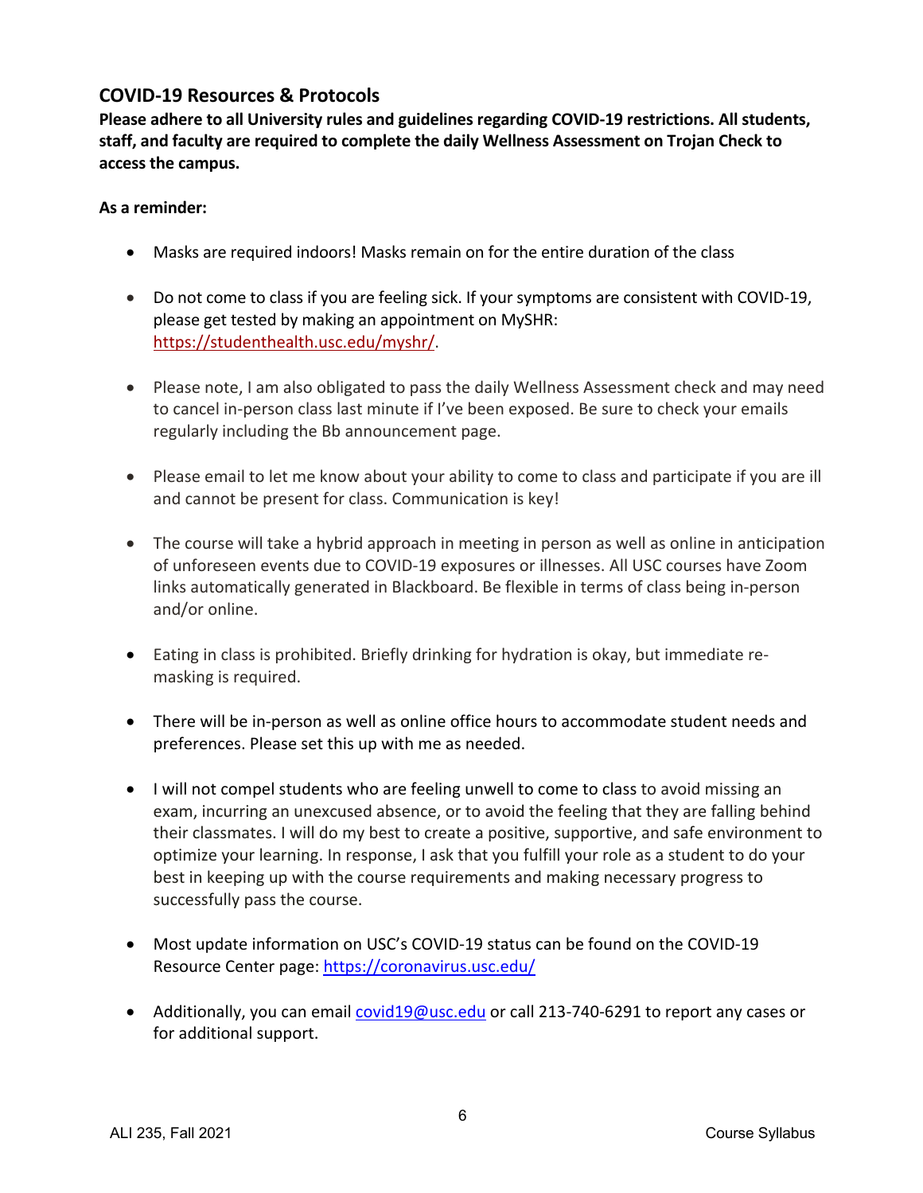## COVID-19 Resources & Protocols

**Please adhere to all University rules and guidelines regarding COVID-19 restrictions. All students, staff, and faculty are required to complete the daily Wellness Assessment on Trojan Check to access the campus.**

**As a reminder:**

- Masks are required indoors! Masks remain on for the entire duration of the class
- Do not come to class if you are feeling sick. If your symptoms are consistent with COVID-19, please get tested by making an appointment on MySHR: https://studenthealth.usc.edu/myshr/.
- Please note, I am also obligated to pass the daily Wellness Assessment check and may need to cancel in-person class last minute if I've been exposed. Be sure to check your emails regularly including the Bb announcement page.
- Please email to let me know about your ability to come to class and participate if you are ill and cannot be present for class. Communication is key!
- The course will take a hybrid approach in meeting in person as well as online in anticipation of unforeseen events due to COVID-19 exposures or illnesses. All USC courses have Zoom links automatically generated in Blackboard. Be flexible in terms of class being in-person and/or online.
- Eating in class is prohibited. Briefly drinking for hydration is okay, but immediate re-masking is required.
- There will be in-person as well as online office hours to accommodate student needs and preferences. Please set this up with me as needed.
- I will not compel students who are feeling unwell to come to class to avoid missing an exam, incurring an unexcused absence, or to avoid the feeling that they are falling behind their classmates. I will do my best to create a positive, supportive, and safe environment to optimize your learning. In response, I ask that you fulfill your role as a student to do your best in keeping up with the course requirements and making necessary progress to successfully pass the course.
- Most update information on USC's COVID-19 status can be found on the COVID-19 Resource Center page: https://coronavirus.usc.edu/
- Additionally, you can email covid19@usc.edu or call 213-740-6291 to report any cases or for additional support.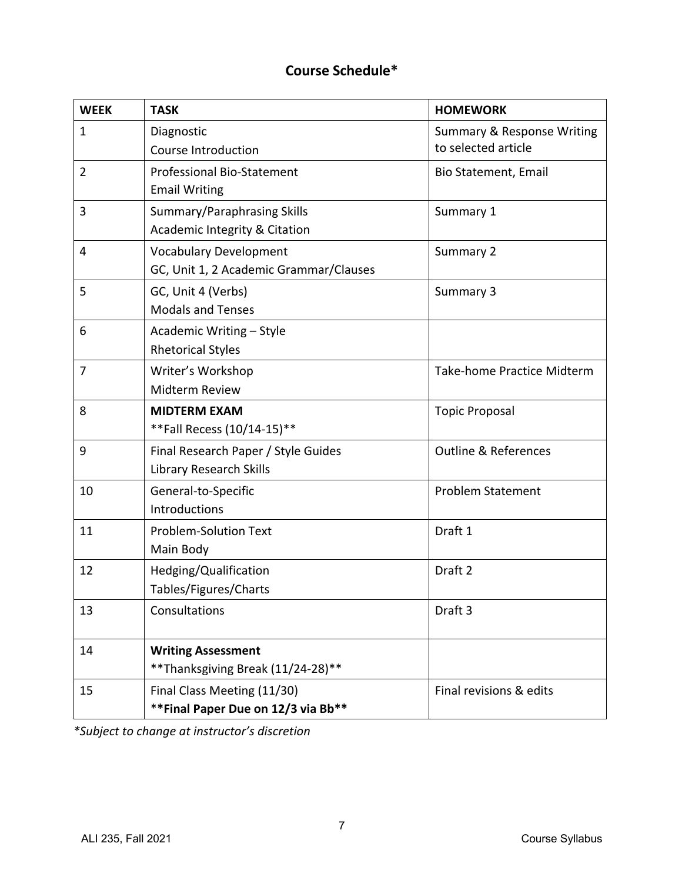## Course Schedule*

| WEEK | TASK | HOMEWORK |
|---|---|---|
| 1 | Diagnostic<br>Course Introduction | Summary & Response Writing to selected article |
| 2 | Professional Bio-Statement<br>Email Writing | Bio Statement, Email |
| 3 | Summary/Paraphrasing Skills<br>Academic Integrity & Citation | Summary 1 |
| 4 | Vocabulary Development<br>GC, Unit 1, 2 Academic Grammar/Clauses | Summary 2 |
| 5 | GC, Unit 4 (Verbs)<br>Modals and Tenses | Summary 3 |
| 6 | Academic Writing – Style<br>Rhetorical Styles | |
| 7 | Writer's Workshop<br>Midterm Review | Take-home Practice Midterm |
| 8 | **MIDTERM EXAM**<br>**Fall Recess (10/14-15)** | Topic Proposal |
| 9 | Final Research Paper / Style Guides<br>Library Research Skills | Outline & References |
| 10 | General-to-Specific<br>Introductions | Problem Statement |
| 11 | Problem-Solution Text<br>Main Body | Draft 1 |
| 12 | Hedging/Qualification<br>Tables/Figures/Charts | Draft 2 |
| 13 | Consultations | Draft 3 |
| 14 | **Writing Assessment**<br>**Thanksgiving Break (11/24-28)** | |
| 15 | Final Class Meeting (11/30)<br>**Final Paper Due on 12/3 via Bb** | Final revisions & edits |

*\*Subject to change at instructor's discretion*